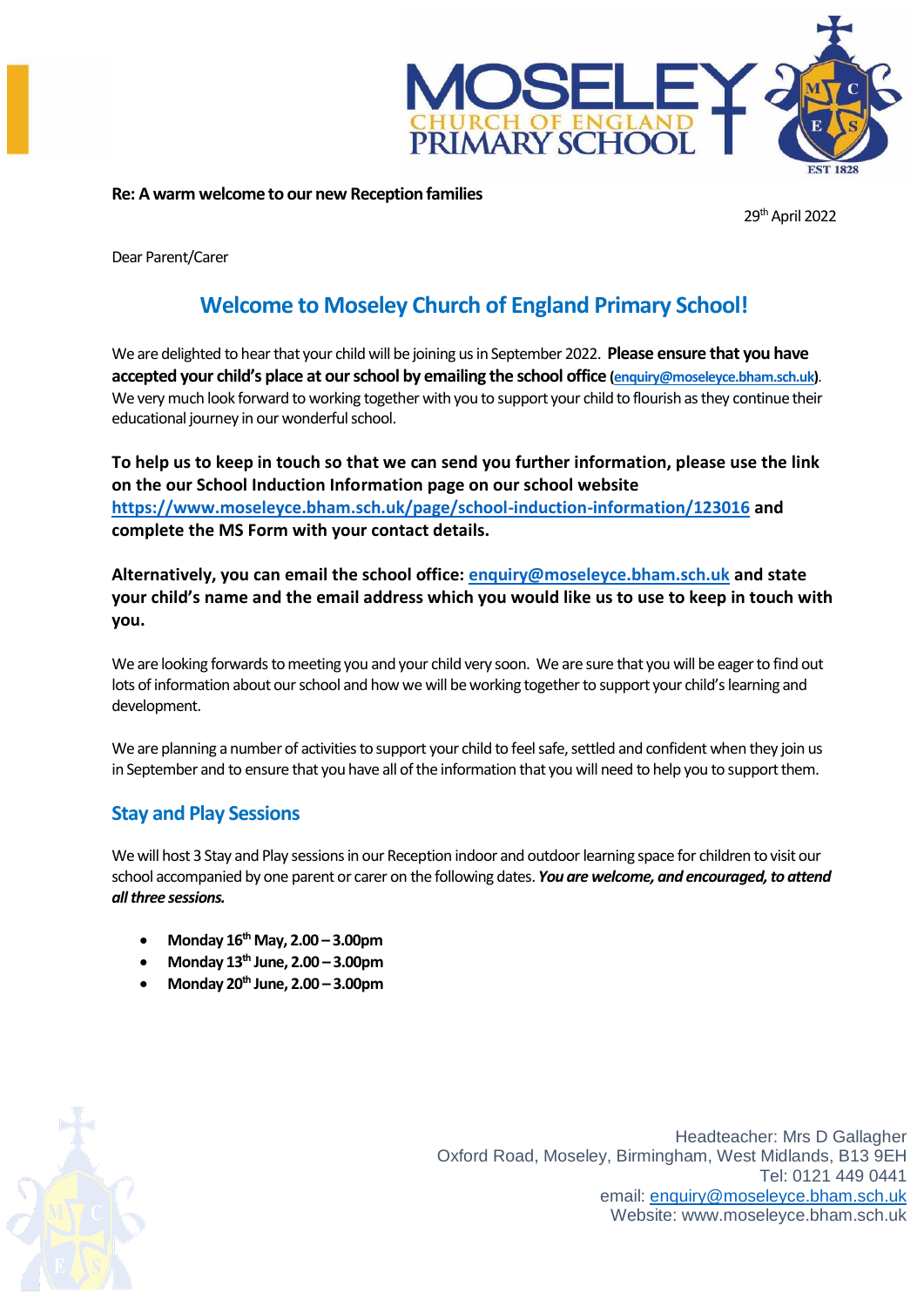**Re: A warm welcome to our new Reception families**

29th April 2022

Dear Parent/Carer

## Welcome to Moseley Church of England Primary School!

We are delighted to hear that your child will be joining us in September 2022. **Please ensure that you have accepted your child's place at our school by emailing the school office (enquiry@moseleyce.bham.sch.uk)**. We very much look forward to working together with you to support your child to flourish as they continue their educational journey in our wonderful school.

**To help us to keep in touch so that we can send you further information, please use the link on the our School Induction Information page on our school website https://www.moseleyce.bham.sch.uk/page/school-induction-information/123016 and complete the MS Form with your contact details.**

**Alternatively, you can email the school office: enquiry@moseleyce.bham.sch.uk and state your child's name and the email address which you would like us to use to keep in touch with you.**

We are looking forwards to meeting you and your child very soon. We are sure that you will be eager to find out lots of information about our school and how we will be working together to support your child's learning and development.

We are planning a number of activities to support your child to feel safe, settled and confident when they join us in September and to ensure that you have all of the information that you will need to help you to support them.

### Stay and Play Sessions

We will host 3 Stay and Play sessions in our Reception indoor and outdoor learning space for children to visit our school accompanied by one parent or carer on the following dates. ***You are welcome, and encouraged, to attend all three sessions.***

- **Monday 16th May, 2.00 – 3.00pm**
- **Monday 13th June, 2.00 – 3.00pm**
- **Monday 20th June, 2.00 – 3.00pm**

Headteacher: Mrs D Gallagher
Oxford Road, Moseley, Birmingham, West Midlands, B13 9EH
Tel: 0121 449 0441
email: enquiry@moseleyce.bham.sch.uk
Website: www.moseleyce.bham.sch.uk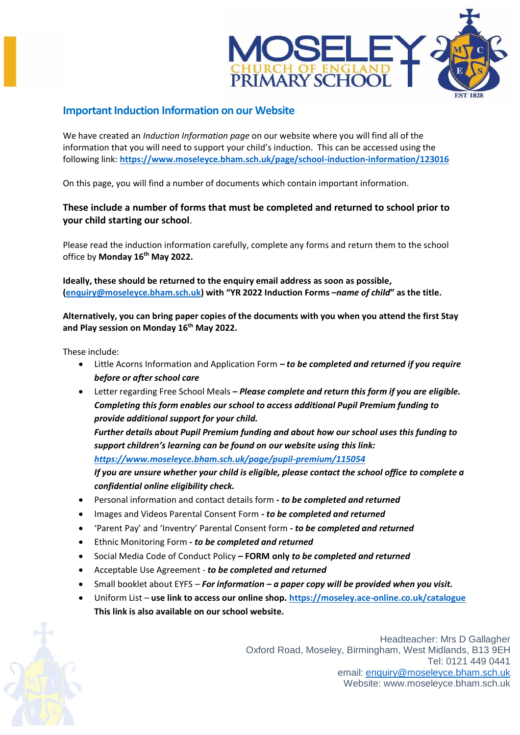## Important Induction Information on our Website

We have created an *Induction Information page* on our website where you will find all of the information that you will need to support your child's induction. This can be accessed using the following link: **https://www.moseleyce.bham.sch.uk/page/school-induction-information/123016**

On this page, you will find a number of documents which contain important information.

**These include a number of forms that must be completed and returned to school prior to your child starting our school**.

Please read the induction information carefully, complete any forms and return them to the school office by **Monday 16th May 2022.**

**Ideally, these should be returned to the enquiry email address as soon as possible, (enquiry@moseleyce.bham.sch.uk) with "YR 2022 Induction Forms –*name of child*" as the title.**

**Alternatively, you can bring paper copies of the documents with you when you attend the first Stay and Play session on Monday 16th May 2022.**

These include:

- Little Acorns Information and Application Form ***– to be completed and returned if you require before or after school care***
- Letter regarding Free School Meals ***– Please complete and return this form if you are eligible. Completing this form enables our school to access additional Pupil Premium funding to provide additional support for your child.***
  ***Further details about Pupil Premium funding and about how our school uses this funding to support children's learning can be found on our website using this link:***
  ***https://www.moseleyce.bham.sch.uk/page/pupil-premium/115054***
  ***If you are unsure whether your child is eligible, please contact the school office to complete a confidential online eligibility check.***
- Personal information and contact details form ***- to be completed and returned***
- Images and Videos Parental Consent Form ***- to be completed and returned***
- 'Parent Pay' and 'Inventry' Parental Consent form ***- to be completed and returned***
- Ethnic Monitoring Form ***- to be completed and returned***
- Social Media Code of Conduct Policy **– FORM only *to be completed and returned***
- Acceptable Use Agreement - ***to be completed and returned***
- Small booklet about EYFS – ***For information – a paper copy will be provided when you visit.***
- Uniform List – **use link to access our online shop. https://moseley.ace-online.co.uk/catalogue**
  **This link is also available on our school website.**

Headteacher: Mrs D Gallagher
Oxford Road, Moseley, Birmingham, West Midlands, B13 9EH
Tel: 0121 449 0441
email: enquiry@moseleyce.bham.sch.uk
Website: www.moseleyce.bham.sch.uk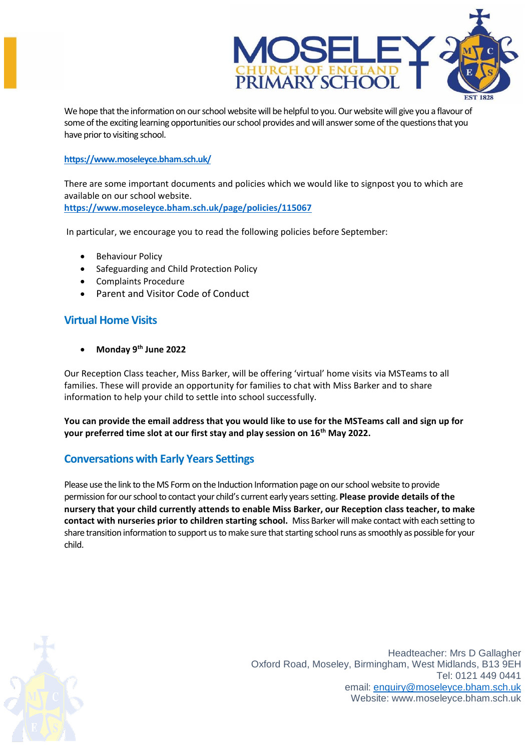We hope that the information on our school website will be helpful to you. Our website will give you a flavour of some of the exciting learning opportunities our school provides and will answer some of the questions that you have prior to visiting school.

**https://www.moseleyce.bham.sch.uk/**

There are some important documents and policies which we would like to signpost you to which are available on our school website.
**https://www.moseleyce.bham.sch.uk/page/policies/115067**

In particular, we encourage you to read the following policies before September:

- Behaviour Policy
- Safeguarding and Child Protection Policy
- Complaints Procedure
- Parent and Visitor Code of Conduct

## Virtual Home Visits

- **Monday 9th June 2022**

Our Reception Class teacher, Miss Barker, will be offering 'virtual' home visits via MSTeams to all families. These will provide an opportunity for families to chat with Miss Barker and to share information to help your child to settle into school successfully.

**You can provide the email address that you would like to use for the MSTeams call and sign up for your preferred time slot at our first stay and play session on 16th May 2022.**

## Conversations with Early Years Settings

Please use the link to the MS Form on the Induction Information page on our school website to provide permission for our school to contact your child's current early years setting. **Please provide details of the nursery that your child currently attends to enable Miss Barker, our Reception class teacher, to make contact with nurseries prior to children starting school.** Miss Barker will make contact with each setting to share transition information to support us to make sure that starting school runs as smoothly as possible for your child.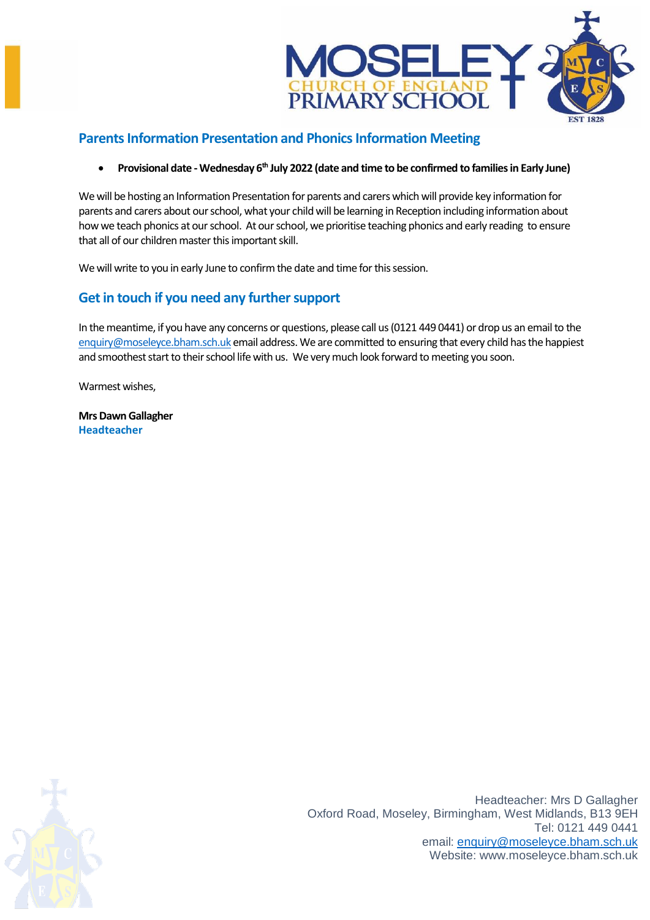## Parents Information Presentation and Phonics Information Meeting

- **Provisional date - Wednesday 6th July 2022 (date and time to be confirmed to families in Early June)**

We will be hosting an Information Presentation for parents and carers which will provide key information for parents and carers about our school, what your child will be learning in Reception including information about how we teach phonics at our school. At our school, we prioritise teaching phonics and early reading to ensure that all of our children master this important skill.

We will write to you in early June to confirm the date and time for this session.

## Get in touch if you need any further support

In the meantime, if you have any concerns or questions, please call us (0121 449 0441) or drop us an email to the enquiry@moseleyce.bham.sch.uk email address. We are committed to ensuring that every child has the happiest and smoothest start to their school life with us. We very much look forward to meeting you soon.

Warmest wishes,

**Mrs Dawn Gallagher**
**Headteacher**

Headteacher: Mrs D Gallagher
Oxford Road, Moseley, Birmingham, West Midlands, B13 9EH
Tel: 0121 449 0441
email: enquiry@moseleyce.bham.sch.uk
Website: www.moseleyce.bham.sch.uk